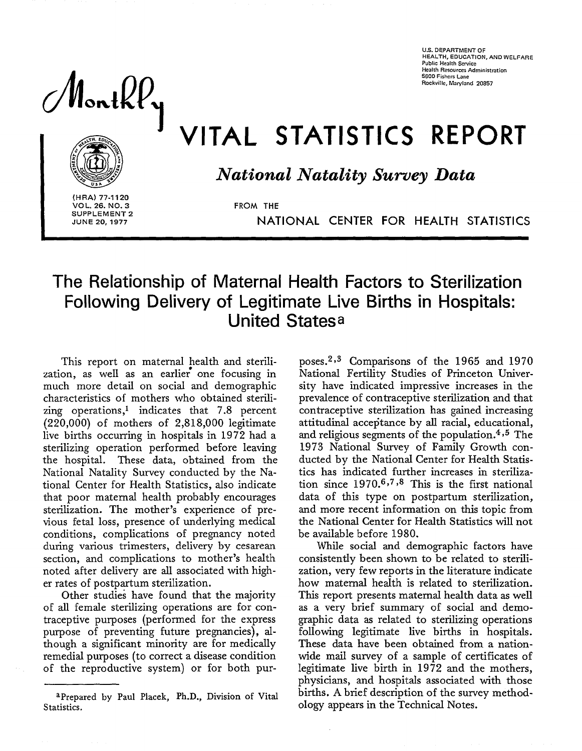U.S. DEPARTMENT OF HEALTH, EDUCATION, AND WELFARE
Public Health Service
Health Resources Administration
5600 Fishers Lane
Rockville, Maryland 20857

# Monthly VITAL STATISTICS REPORT

## *National Natality Survey Data*

FROM THE NATIONAL CENTER FOR HEALTH STATISTICS

(HRA) 77-1120
VOL. 26, NO. 3
SUPPLEMENT 2
JUNE 20, 1977

# The Relationship of Maternal Health Factors to Sterilization Following Delivery of Legitimate Live Births in Hospitals: United States[a]

This report on maternal health and sterilization, as well as an earlier one focusing in much more detail on social and demographic characteristics of mothers who obtained sterilizing operations,[1] indicates that 7.8 percent (220,000) of mothers of 2,818,000 legitimate live births occurring in hospitals in 1972 had a sterilizing operation performed before leaving the hospital. These data, obtained from the National Natality Survey conducted by the National Center for Health Statistics, also indicate that poor maternal health probably encourages sterilization. The mother's experience of previous fetal loss, presence of underlying medical conditions, complications of pregnancy noted during various trimesters, delivery by cesarean section, and complications to mother's health noted after delivery are all associated with higher rates of postpartum sterilization.

Other studies have found that the majority of all female sterilizing operations are for contraceptive purposes (performed for the express purpose of preventing future pregnancies), although a significant minority are for medically remedial purposes (to correct a disease condition of the reproductive system) or for both purposes.[2,3] Comparisons of the 1965 and 1970 National Fertility Studies of Princeton University have indicated impressive increases in the prevalence of contraceptive sterilization and that contraceptive sterilization has gained increasing attitudinal acceptance by all racial, educational, and religious segments of the population.[4,5] The 1973 National Survey of Family Growth conducted by the National Center for Health Statistics has indicated further increases in sterilization since 1970.[6,7,8] This is the first national data of this type on postpartum sterilization, and more recent information on this topic from the National Center for Health Statistics will not be available before 1980.

While social and demographic factors have consistently been shown to be related to sterilization, very few reports in the literature indicate how maternal health is related to sterilization. This report presents maternal health data as well as a very brief summary of social and demographic data as related to sterilizing operations following legitimate live births in hospitals. These data have been obtained from a nationwide mail survey of a sample of certificates of legitimate live birth in 1972 and the mothers, physicians, and hospitals associated with those births. A brief description of the survey methodology appears in the Technical Notes.

---

[a]Prepared by Paul Placek, Ph.D., Division of Vital Statistics.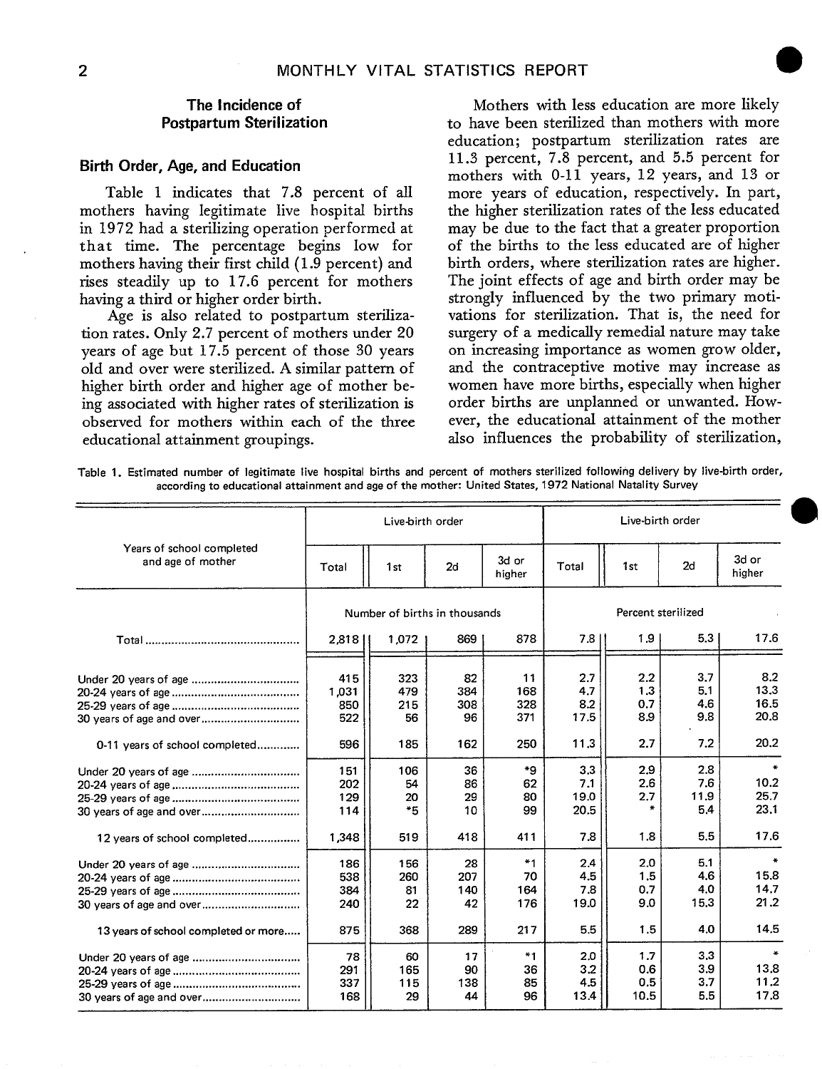## The Incidence of Postpartum Sterilization

### Birth Order, Age, and Education

Table 1 indicates that 7.8 percent of all mothers having legitimate live hospital births in 1972 had a sterilizing operation performed at that time. The percentage begins low for mothers having their first child (1.9 percent) and rises steadily up to 17.6 percent for mothers having a third or higher order birth.

Age is also related to postpartum sterilization rates. Only 2.7 percent of mothers under 20 years of age but 17.5 percent of those 30 years old and over were sterilized. A similar pattern of higher birth order and higher age of mother being associated with higher rates of sterilization is observed for mothers within each of the three educational attainment groupings.

Mothers with less education are more likely to have been sterilized than mothers with more education; postpartum sterilization rates are 11.3 percent, 7.8 percent, and 5.5 percent for mothers with 0-11 years, 12 years, and 13 or more years of education, respectively. In part, the higher sterilization rates of the less educated may be due to the fact that a greater proportion of the births to the less educated are of higher birth orders, where sterilization rates are higher. The joint effects of age and birth order may be strongly influenced by the two primary motivations for sterilization. That is, the need for surgery of a medically remedial nature may take on increasing importance as women grow older, and the contraceptive motive may increase as women have more births, especially when higher order births are unplanned or unwanted. However, the educational attainment of the mother also influences the probability of sterilization,

Table 1. Estimated number of legitimate live hospital births and percent of mothers sterilized following delivery by live-birth order, according to educational attainment and age of the mother: United States, 1972 National Natality Survey

| Years of school completed and age of mother | Live-birth order | | | | Live-birth order | | | |
|---|---|---|---|---|---|---|---|---|
| | Total | 1st | 2d | 3d or higher | Total | 1st | 2d | 3d or higher |
| | Number of births in thousands | | | | Percent sterilized | | | |
| Total | 2,818 | 1,072 | 869 | 878 | 7.8 | 1.9 | 5.3 | 17.6 |
| Under 20 years of age | 415 | 323 | 82 | 11 | 2.7 | 2.2 | 3.7 | 8.2 |
| 20-24 years of age | 1,031 | 479 | 384 | 168 | 4.7 | 1.3 | 5.1 | 13.3 |
| 25-29 years of age | 850 | 215 | 308 | 328 | 8.2 | 0.7 | 4.6 | 16.5 |
| 30 years of age and over | 522 | 56 | 96 | 371 | 17.5 | 8.9 | 9.8 | 20.8 |
| 0-11 years of school completed | 596 | 185 | 162 | 250 | 11.3 | 2.7 | 7.2 | 20.2 |
| Under 20 years of age | 151 | 106 | 36 | *9 | 3.3 | 2.9 | 2.8 | * |
| 20-24 years of age | 202 | 54 | 86 | 62 | 7.1 | 2.6 | 7.6 | 10.2 |
| 25-29 years of age | 129 | 20 | 29 | 80 | 19.0 | 2.7 | 11.9 | 25.7 |
| 30 years of age and over | 114 | *5 | 10 | 99 | 20.5 | * | 5.4 | 23.1 |
| 12 years of school completed | 1,348 | 519 | 418 | 411 | 7.8 | 1.8 | 5.5 | 17.6 |
| Under 20 years of age | 186 | 156 | 28 | *1 | 2.4 | 2.0 | 5.1 | * |
| 20-24 years of age | 538 | 260 | 207 | 70 | 4.5 | 1.5 | 4.6 | 15.8 |
| 25-29 years of age | 384 | 81 | 140 | 164 | 7.8 | 0.7 | 4.0 | 14.7 |
| 30 years of age and over | 240 | 22 | 42 | 176 | 19.0 | 9.0 | 15.3 | 21.2 |
| 13 years of school completed or more | 875 | 368 | 289 | 217 | 5.5 | 1.5 | 4.0 | 14.5 |
| Under 20 years of age | 78 | 60 | 17 | *1 | 2.0 | 1.7 | 3.3 | * |
| 20-24 years of age | 291 | 165 | 90 | 36 | 3.2 | 0.6 | 3.9 | 13.8 |
| 25-29 years of age | 337 | 115 | 138 | 85 | 4.5 | 0.5 | 3.7 | 11.2 |
| 30 years of age and over | 168 | 29 | 44 | 96 | 13.4 | 10.5 | 5.5 | 17.8 |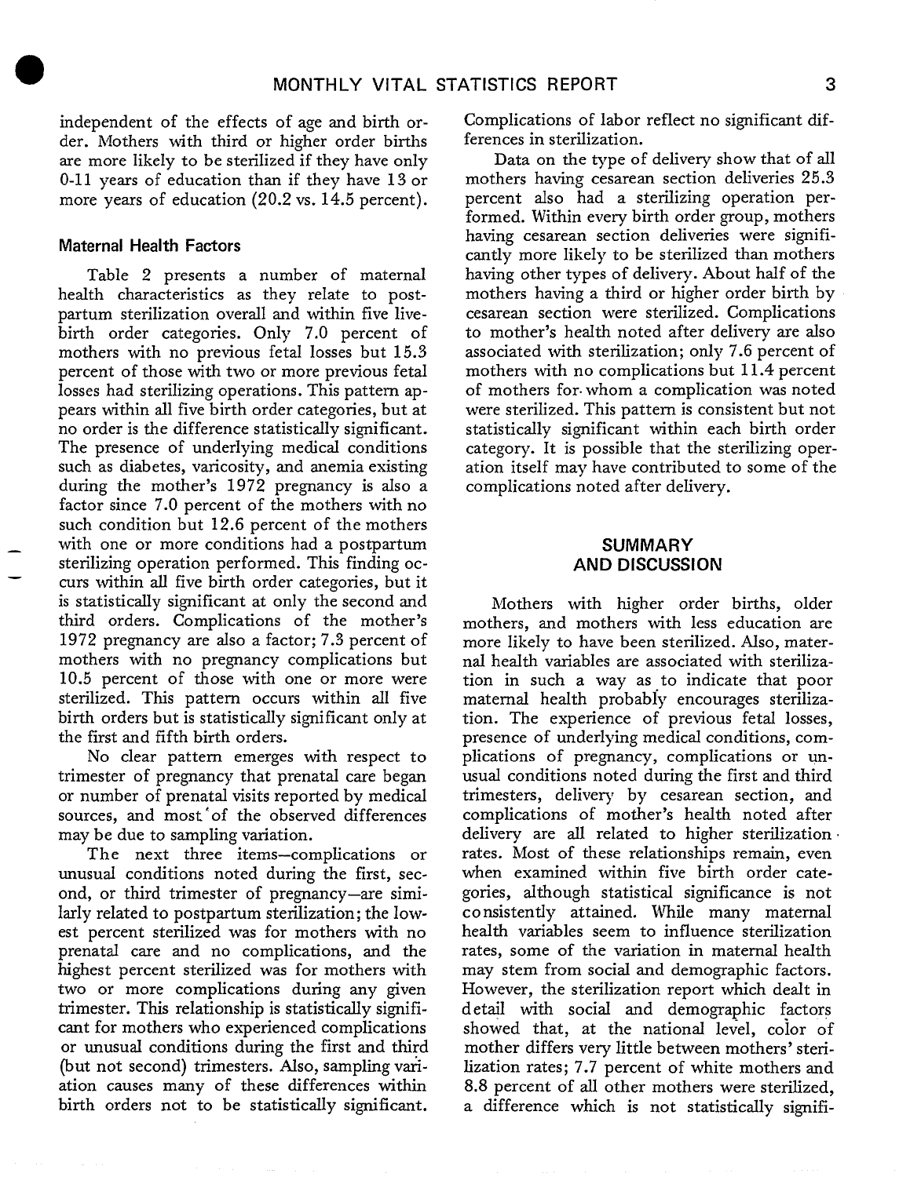independent of the effects of age and birth order. Mothers with third or higher order births are more likely to be sterilized if they have only 0-11 years of education than if they have 13 or more years of education (20.2 vs. 14.5 percent).

### Maternal Health Factors

Table 2 presents a number of maternal health characteristics as they relate to postpartum sterilization overall and within five live-birth order categories. Only 7.0 percent of mothers with no previous fetal losses but 15.3 percent of those with two or more previous fetal losses had sterilizing operations. This pattern appears within all five birth order categories, but at no order is the difference statistically significant. The presence of underlying medical conditions such as diabetes, varicosity, and anemia existing during the mother's 1972 pregnancy is also a factor since 7.0 percent of the mothers with no such condition but 12.6 percent of the mothers with one or more conditions had a postpartum sterilizing operation performed. This finding occurs within all five birth order categories, but it is statistically significant at only the second and third orders. Complications of the mother's 1972 pregnancy are also a factor; 7.3 percent of mothers with no pregnancy complications but 10.5 percent of those with one or more were sterilized. This pattern occurs within all five birth orders but is statistically significant only at the first and fifth birth orders.

No clear pattern emerges with respect to trimester of pregnancy that prenatal care began or number of prenatal visits reported by medical sources, and most of the observed differences may be due to sampling variation.

The next three items—complications or unusual conditions noted during the first, second, or third trimester of pregnancy—are similarly related to postpartum sterilization; the lowest percent sterilized was for mothers with no prenatal care and no complications, and the highest percent sterilized was for mothers with two or more complications during any given trimester. This relationship is statistically significant for mothers who experienced complications or unusual conditions during the first and third (but not second) trimesters. Also, sampling variation causes many of these differences within birth orders not to be statistically significant. Complications of labor reflect no significant differences in sterilization.

Data on the type of delivery show that of all mothers having cesarean section deliveries 25.3 percent also had a sterilizing operation performed. Within every birth order group, mothers having cesarean section deliveries were significantly more likely to be sterilized than mothers having other types of delivery. About half of the mothers having a third or higher order birth by cesarean section were sterilized. Complications to mother's health noted after delivery are also associated with sterilization; only 7.6 percent of mothers with no complications but 11.4 percent of mothers for whom a complication was noted were sterilized. This pattern is consistent but not statistically significant within each birth order category. It is possible that the sterilizing operation itself may have contributed to some of the complications noted after delivery.

## SUMMARY AND DISCUSSION

Mothers with higher order births, older mothers, and mothers with less education are more likely to have been sterilized. Also, maternal health variables are associated with sterilization in such a way as to indicate that poor maternal health probably encourages sterilization. The experience of previous fetal losses, presence of underlying medical conditions, complications of pregnancy, complications or unusual conditions noted during the first and third trimesters, delivery by cesarean section, and complications of mother's health noted after delivery are all related to higher sterilization rates. Most of these relationships remain, even when examined within five birth order categories, although statistical significance is not consistently attained. While many maternal health variables seem to influence sterilization rates, some of the variation in maternal health may stem from social and demographic factors. However, the sterilization report which dealt in detail with social and demographic factors showed that, at the national level, color of mother differs very little between mothers' sterilization rates; 7.7 percent of white mothers and 8.8 percent of all other mothers were sterilized, a difference which is not statistically signifi-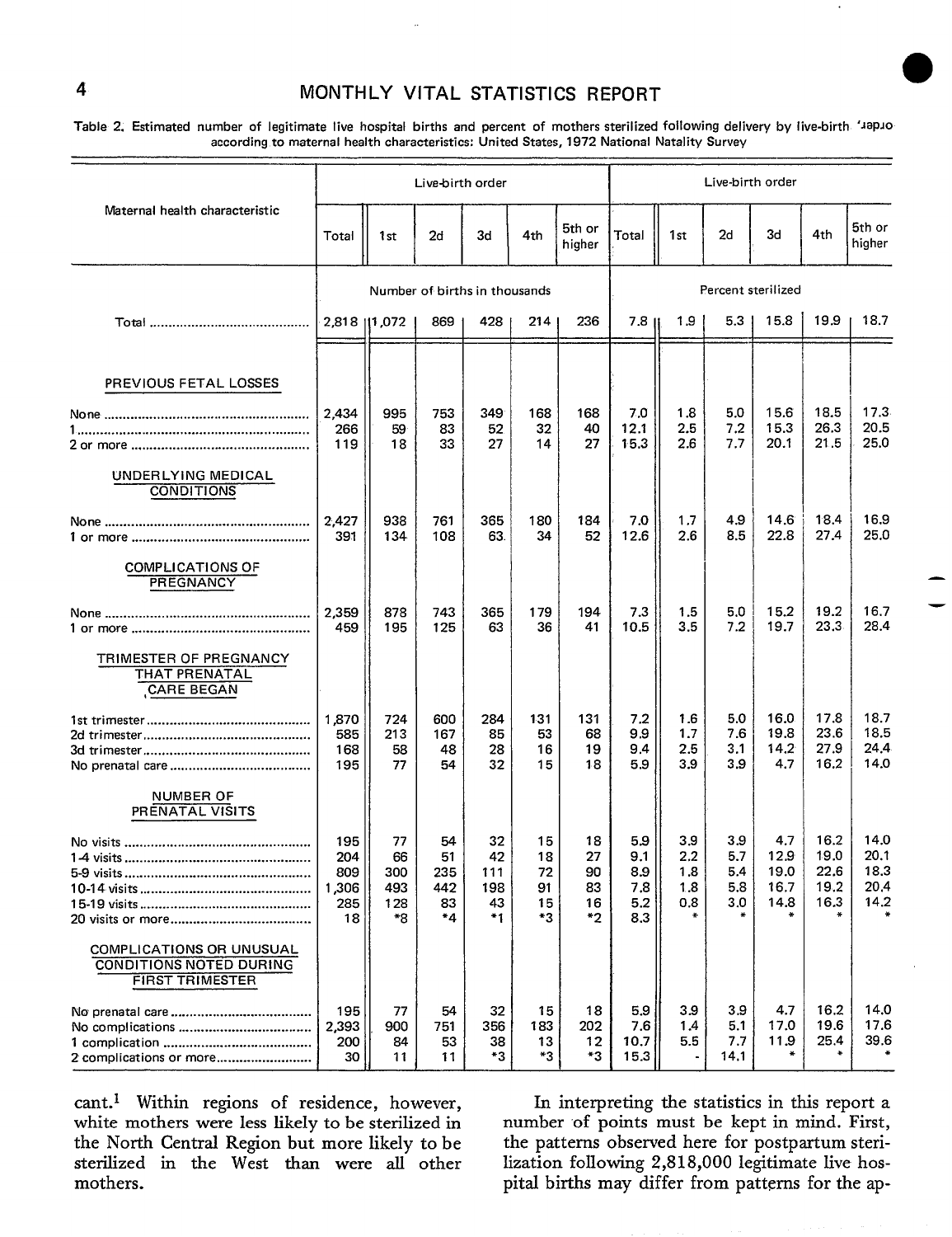Table 2. Estimated number of legitimate live hospital births and percent of mothers sterilized following delivery by live-birth order according to maternal health characteristics: United States, 1972 National Natality Survey

| Maternal health characteristic | Live-birth order | | | | | | Live-birth order | | | | | |
|---|---|---|---|---|---|---|---|---|---|---|---|---|
| | Total | 1st | 2d | 3d | 4th | 5th or higher | Total | 1st | 2d | 3d | 4th | 5th or higher |
| | Number of births in thousands | | | | | | Percent sterilized | | | | | |
| Total | 2,818 | 1,072 | 869 | 428 | 214 | 236 | 7.8 | 1.9 | 5.3 | 15.8 | 19.9 | 18.7 |
| **PREVIOUS FETAL LOSSES** | | | | | | | | | | | | |
| None | 2,434 | 995 | 753 | 349 | 168 | 168 | 7.0 | 1.8 | 5.0 | 15.6 | 18.5 | 17.3 |
| 1 | 266 | 59 | 83 | 52 | 32 | 40 | 12.1 | 2.5 | 7.2 | 15.3 | 26.3 | 20.5 |
| 2 or more | 119 | 18 | 33 | 27 | 14 | 27 | 15.3 | 2.6 | 7.7 | 20.1 | 21.5 | 25.0 |
| **UNDERLYING MEDICAL CONDITIONS** | | | | | | | | | | | | |
| None | 2,427 | 938 | 761 | 365 | 180 | 184 | 7.0 | 1.7 | 4.9 | 14.6 | 18.4 | 16.9 |
| 1 or more | 391 | 134 | 108 | 63 | 34 | 52 | 12.6 | 2.6 | 8.5 | 22.8 | 27.4 | 25.0 |
| **COMPLICATIONS OF PREGNANCY** | | | | | | | | | | | | |
| None | 2,359 | 878 | 743 | 365 | 179 | 194 | 7.3 | 1.5 | 5.0 | 15.2 | 19.2 | 16.7 |
| 1 or more | 459 | 195 | 125 | 63 | 36 | 41 | 10.5 | 3.5 | 7.2 | 19.7 | 23.3 | 28.4 |
| **TRIMESTER OF PREGNANCY THAT PRENATAL CARE BEGAN** | | | | | | | | | | | | |
| 1st trimester | 1,870 | 724 | 600 | 284 | 131 | 131 | 7.2 | 1.6 | 5.0 | 16.0 | 17.8 | 18.7 |
| 2d trimester | 585 | 213 | 167 | 85 | 53 | 68 | 9.9 | 1.7 | 7.6 | 19.8 | 23.6 | 18.5 |
| 3d trimester | 168 | 58 | 48 | 28 | 16 | 19 | 9.4 | 2.5 | 3.1 | 14.2 | 27.9 | 24.4 |
| No prenatal care | 195 | 77 | 54 | 32 | 15 | 18 | 5.9 | 3.9 | 3.9 | 4.7 | 16.2 | 14.0 |
| **NUMBER OF PRENATAL VISITS** | | | | | | | | | | | | |
| No visits | 195 | 77 | 54 | 32 | 15 | 18 | 5.9 | 3.9 | 3.9 | 4.7 | 16.2 | 14.0 |
| 1-4 visits | 204 | 66 | 51 | 42 | 18 | 27 | 9.1 | 2.2 | 5.7 | 12.9 | 19.0 | 20.1 |
| 5-9 visits | 809 | 300 | 235 | 111 | 72 | 90 | 8.9 | 1.8 | 5.4 | 19.0 | 22.6 | 18.3 |
| 10-14 visits | 1,306 | 493 | 442 | 198 | 91 | 83 | 7.8 | 1.8 | 5.8 | 16.7 | 19.2 | 20.4 |
| 15-19 visits | 285 | 128 | 83 | 43 | 15 | 16 | 5.2 | 0.8 | 3.0 | 14.8 | 16.3 | 14.2 |
| 20 visits or more | 18 | *8 | *4 | *1 | *3 | *2 | 8.3 | * | * | * | * | * |
| **COMPLICATIONS OR UNUSUAL CONDITIONS NOTED DURING FIRST TRIMESTER** | | | | | | | | | | | | |
| No prenatal care | 195 | 77 | 54 | 32 | 15 | 18 | 5.9 | 3.9 | 3.9 | 4.7 | 16.2 | 14.0 |
| No complications | 2,393 | 900 | 751 | 356 | 183 | 202 | 7.6 | 1.4 | 5.1 | 17.0 | 19.6 | 17.6 |
| 1 complication | 200 | 84 | 53 | 38 | 13 | 12 | 10.7 | 5.5 | 7.7 | 11.9 | 25.4 | 39.6 |
| 2 complications or more | 30 | 11 | 11 | *3 | *3 | *3 | 15.3 | - | 14.1 | * | * | * |

cant.[1] Within regions of residence, however, white mothers were less likely to be sterilized in the North Central Region but more likely to be sterilized in the West than were all other mothers.

In interpreting the statistics in this report a number of points must be kept in mind. First, the patterns observed here for postpartum sterilization following 2,818,000 legitimate live hospital births may differ from patterns for the ap-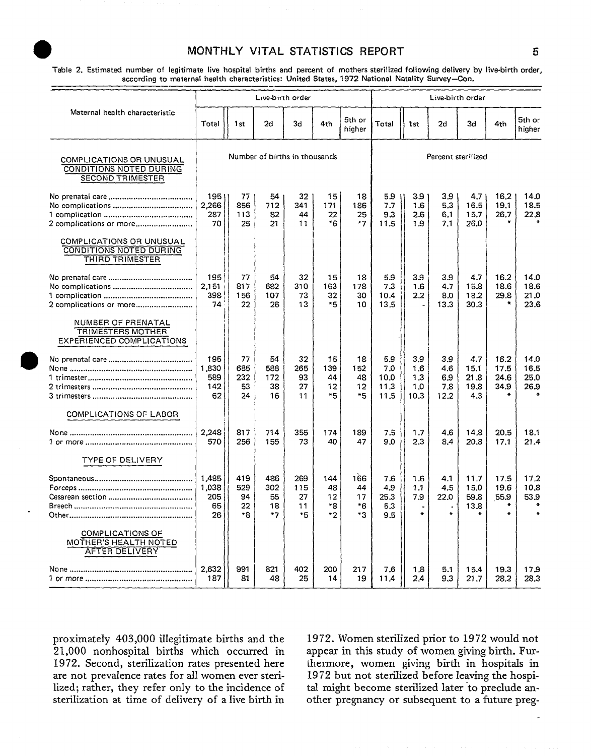Table 2. Estimated number of legitimate live hospital births and percent of mothers sterilized following delivery by live-birth order, according to maternal health characteristics: United States, 1972 National Natality Survey—Con.

| Maternal health characteristic | Total | 1st | 2d | 3d | 4th | 5th or higher | Total | 1st | 2d | 3d | 4th | 5th or higher |
|---|---|---|---|---|---|---|---|---|---|---|---|---|
| | Number of births in thousands | | | | | | Percent sterilized | | | | | |
| **COMPLICATIONS OR UNUSUAL CONDITIONS NOTED DURING SECOND TRIMESTER** | | | | | | | | | | | | |
| No prenatal care | 195 | 77 | 54 | 32 | 15 | 18 | 5.9 | 3.9 | 3.9 | 4.7 | 16.2 | 14.0 |
| No complications | 2,266 | 856 | 712 | 341 | 171 | 186 | 7.7 | 1.6 | 5.3 | 16.5 | 19.1 | 18.5 |
| 1 complication | 287 | 113 | 82 | 44 | 22 | 25 | 9.3 | 2.6 | 6.1 | 15.7 | 26.7 | 22.8 |
| 2 complications or more | 70 | 25 | 21 | 11 | *6 | *7 | 11.5 | 1.9 | 7.1 | 26.0 | * | * |
| **COMPLICATIONS OR UNUSUAL CONDITIONS NOTED DURING THIRD TRIMESTER** | | | | | | | | | | | | |
| No prenatal care | 195 | 77 | 54 | 32 | 15 | 18 | 5.9 | 3.9 | 3.9 | 4.7 | 16.2 | 14.0 |
| No complications | 2,151 | 817 | 682 | 310 | 163 | 178 | 7.3 | 1.6 | 4.7 | 15.8 | 18.6 | 18.6 |
| 1 complication | 398 | 156 | 107 | 73 | 32 | 30 | 10.4 | 2.2 | 8.0 | 18.2 | 29.8 | 21.0 |
| 2 complications or more | 74 | 22 | 26 | 13 | *5 | 10 | 13.5 | - | 13.3 | 30.3 | * | 23.6 |
| **NUMBER OF PRENATAL TRIMESTERS MOTHER EXPERIENCED COMPLICATIONS** | | | | | | | | | | | | |
| No prenatal care | 195 | 77 | 54 | 32 | 15 | 18 | 5.9 | 3.9 | 3.9 | 4.7 | 16.2 | 14.0 |
| None | 1,830 | 685 | 588 | 265 | 139 | 152 | 7.0 | 1.6 | 4.6 | 15.1 | 17.5 | 16.5 |
| 1 trimester | 589 | 232 | 172 | 93 | 44 | 48 | 10.0 | 1.3 | 6.9 | 21.8 | 24.6 | 25.0 |
| 2 trimesters | 142 | 53 | 38 | 27 | 12 | 12 | 11.3 | 1.0 | 7.8 | 19.8 | 34.9 | 26.9 |
| 3 trimesters | 62 | 24 | 16 | 11 | *5 | *5 | 11.5 | 10.3 | 12.2 | 4.3 | * | * |
| **COMPLICATIONS OF LABOR** | | | | | | | | | | | | |
| None | 2,248 | 817 | 714 | 355 | 174 | 189 | 7.5 | 1.7 | 4.6 | 14.8 | 20.5 | 18.1 |
| 1 or more | 570 | 256 | 155 | 73 | 40 | 47 | 9.0 | 2.3 | 8.4 | 20.8 | 17.1 | 21.4 |
| **TYPE OF DELIVERY** | | | | | | | | | | | | |
| Spontaneous | 1,485 | 419 | 486 | 269 | 144 | 166 | 7.6 | 1.6 | 4.1 | 11.7 | 17.5 | 17.2 |
| Forceps | 1,038 | 529 | 302 | 115 | 48 | 44 | 4.9 | 1.1 | 4.5 | 15.0 | 19.6 | 10.8 |
| Cesarean section | 205 | 94 | 55 | 27 | 12 | 17 | 25.3 | 7.9 | 22.0 | 59.8 | 55.9 | 53.9 |
| Breech | 65 | 22 | 18 | 11 | *8 | *6 | 5.3 | - | - | 13.8 | * | * |
| Other | 26 | *8 | *7 | *5 | *2 | *3 | 9.5 | * | * | * | * | * |
| **COMPLICATIONS OF MOTHER'S HEALTH NOTED AFTER DELIVERY** | | | | | | | | | | | | |
| None | 2,632 | 991 | 821 | 402 | 200 | 217 | 7.6 | 1.8 | 5.1 | 15.4 | 19.3 | 17.9 |
| 1 or more | 187 | 81 | 48 | 25 | 14 | 19 | 11.4 | 2.4 | 9.3 | 21.7 | 28.2 | 28.3 |

proximately 403,000 illegitimate births and the 21,000 nonhospital births which occurred in 1972. Second, sterilization rates presented here are not prevalence rates for all women ever sterilized; rather, they refer only to the incidence of sterilization at time of delivery of a live birth in 1972. Women sterilized prior to 1972 would not appear in this study of women giving birth. Furthermore, women giving birth in hospitals in 1972 but not sterilized before leaving the hospital might become sterilized later to preclude another pregnancy or subsequent to a future preg-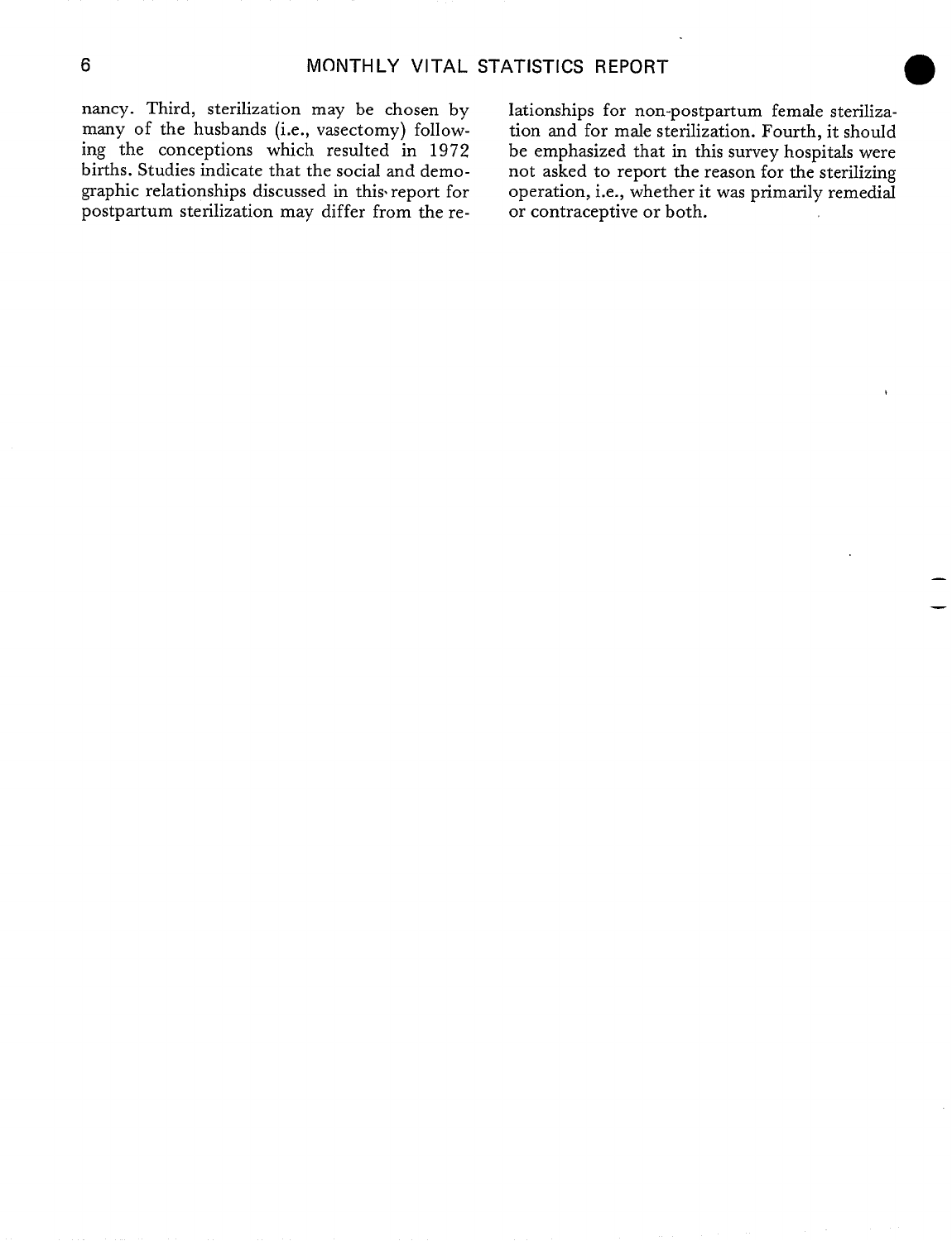nancy. Third, sterilization may be chosen by many of the husbands (i.e., vasectomy) following the conceptions which resulted in 1972 births. Studies indicate that the social and demographic relationships discussed in this report for postpartum sterilization may differ from the relationships for non-postpartum female sterilization and for male sterilization. Fourth, it should be emphasized that in this survey hospitals were not asked to report the reason for the sterilizing operation, i.e., whether it was primarily remedial or contraceptive or both.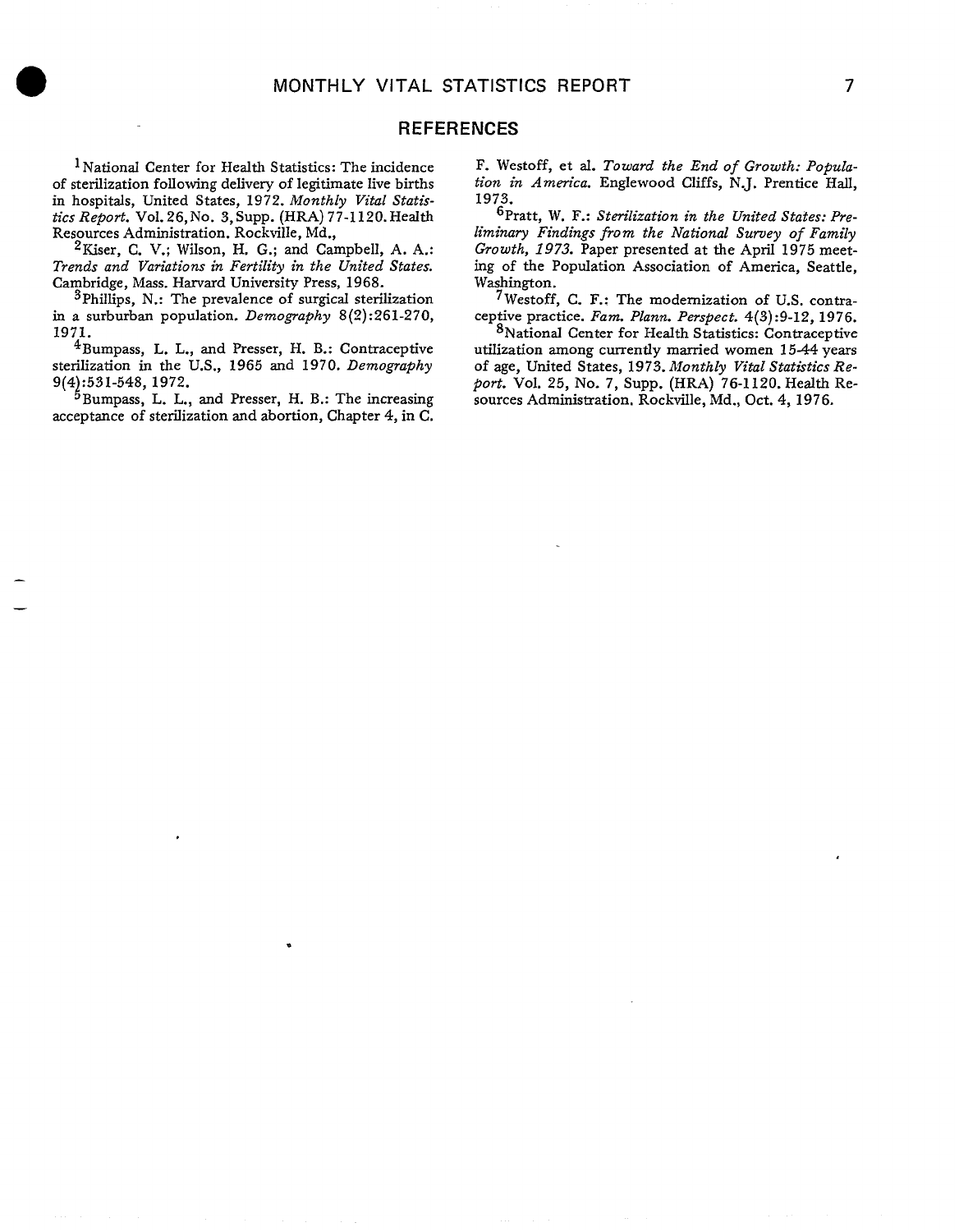## REFERENCES

[1]National Center for Health Statistics: The incidence of sterilization following delivery of legitimate live births in hospitals, United States, 1972. *Monthly Vital Statistics Report*. Vol. 26, No. 3, Supp. (HRA) 77-1120. Health Resources Administration. Rockville, Md.,

[2]Kiser, C. V.; Wilson, H. G.; and Campbell, A. A.: *Trends and Variations in Fertility in the United States*. Cambridge, Mass. Harvard University Press, 1968.

[3]Phillips, N.: The prevalence of surgical sterilization in a surburban population. *Demography* 8(2):261-270, 1971.

[4]Bumpass, L. L., and Presser, H. B.: Contraceptive sterilization in the U.S., 1965 and 1970. *Demography* 9(4):531-548, 1972.

[5]Bumpass, L. L., and Presser, H. B.: The increasing acceptance of sterilization and abortion, Chapter 4, in C. F. Westoff, et al. *Toward the End of Growth: Population in America*. Englewood Cliffs, N.J. Prentice Hall, 1973.

[6]Pratt, W. F.: *Sterilization in the United States: Preliminary Findings from the National Survey of Family Growth, 1973*. Paper presented at the April 1975 meeting of the Population Association of America, Seattle, Washington.

[7]Westoff, C. F.: The modernization of U.S. contraceptive practice. *Fam. Plann. Perspect.* 4(3):9-12, 1976.

[8]National Center for Health Statistics: Contraceptive utilization among currently married women 15-44 years of age, United States, 1973. *Monthly Vital Statistics Report*. Vol. 25, No. 7, Supp. (HRA) 76-1120. Health Resources Administration. Rockville, Md., Oct. 4, 1976.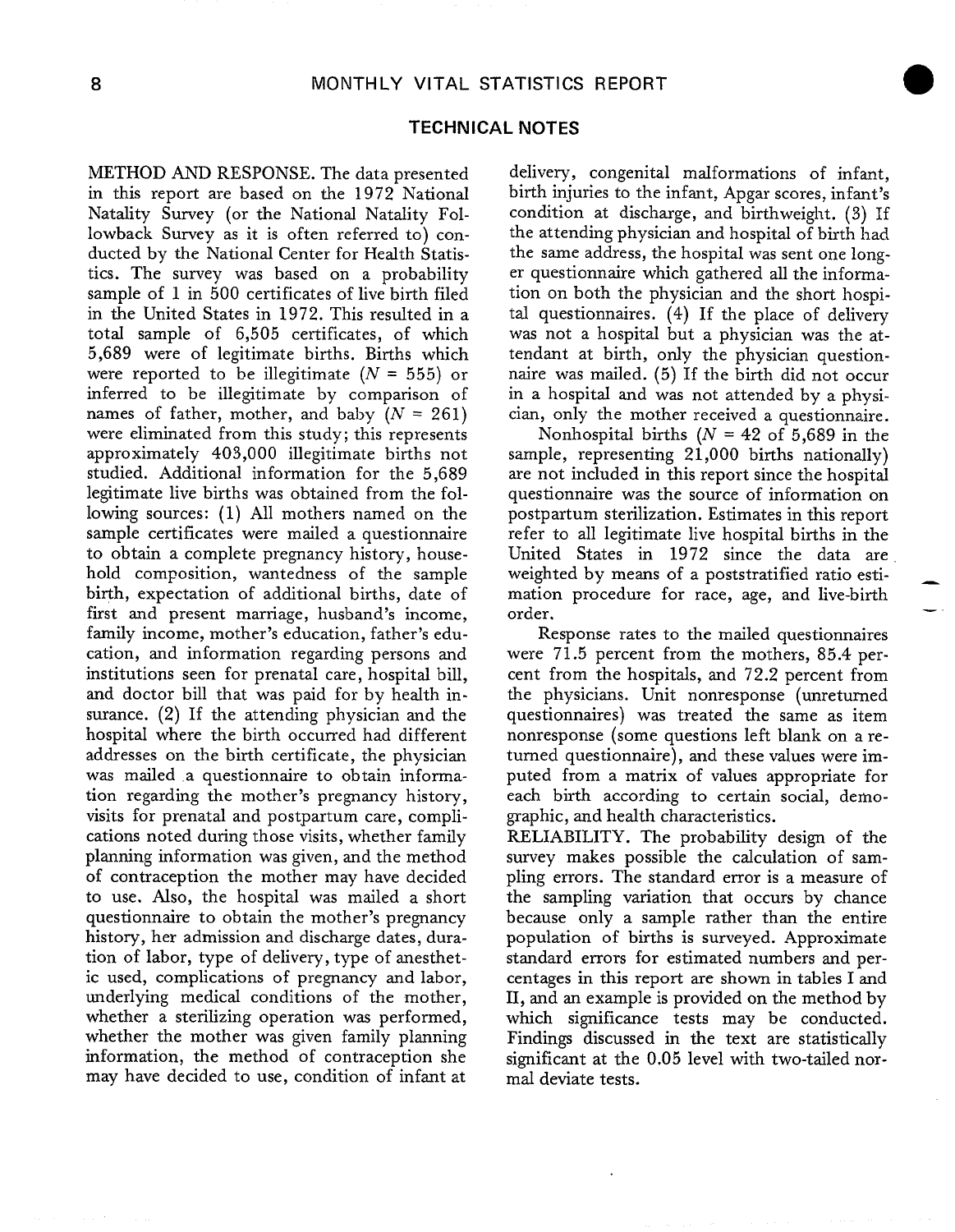## TECHNICAL NOTES

METHOD AND RESPONSE. The data presented in this report are based on the 1972 National Natality Survey (or the National Natality Followback Survey as it is often referred to) conducted by the National Center for Health Statistics. The survey was based on a probability sample of 1 in 500 certificates of live birth filed in the United States in 1972. This resulted in a total sample of 6,505 certificates, of which 5,689 were of legitimate births. Births which were reported to be illegitimate ($N$ = 555) or inferred to be illegitimate by comparison of names of father, mother, and baby ($N$ = 261) were eliminated from this study; this represents approximately 403,000 illegitimate births not studied. Additional information for the 5,689 legitimate live births was obtained from the following sources: (1) All mothers named on the sample certificates were mailed a questionnaire to obtain a complete pregnancy history, household composition, wantedness of the sample birth, expectation of additional births, date of first and present marriage, husband's income, family income, mother's education, father's education, and information regarding persons and institutions seen for prenatal care, hospital bill, and doctor bill that was paid for by health insurance. (2) If the attending physician and the hospital where the birth occurred had different addresses on the birth certificate, the physician was mailed a questionnaire to obtain information regarding the mother's pregnancy history, visits for prenatal and postpartum care, complications noted during those visits, whether family planning information was given, and the method of contraception the mother may have decided to use. Also, the hospital was mailed a short questionnaire to obtain the mother's pregnancy history, her admission and discharge dates, duration of labor, type of delivery, type of anesthetic used, complications of pregnancy and labor, underlying medical conditions of the mother, whether a sterilizing operation was performed, whether the mother was given family planning information, the method of contraception she may have decided to use, condition of infant at delivery, congenital malformations of infant, birth injuries to the infant, Apgar scores, infant's condition at discharge, and birthweight. (3) If the attending physician and hospital of birth had the same address, the hospital was sent one longer questionnaire which gathered all the information on both the physician and the short hospital questionnaires. (4) If the place of delivery was not a hospital but a physician was the attendant at birth, only the physician questionnaire was mailed. (5) If the birth did not occur in a hospital and was not attended by a physician, only the mother received a questionnaire.

Nonhospital births ($N$ = 42 of 5,689 in the sample, representing 21,000 births nationally) are not included in this report since the hospital questionnaire was the source of information on postpartum sterilization. Estimates in this report refer to all legitimate live hospital births in the United States in 1972 since the data are weighted by means of a poststratified ratio estimation procedure for race, age, and live-birth order.

Response rates to the mailed questionnaires were 71.5 percent from the mothers, 85.4 percent from the hospitals, and 72.2 percent from the physicians. Unit nonresponse (unreturned questionnaires) was treated the same as item nonresponse (some questions left blank on a returned questionnaire), and these values were imputed from a matrix of values appropriate for each birth according to certain social, demographic, and health characteristics.

RELIABILITY. The probability design of the survey makes possible the calculation of sampling errors. The standard error is a measure of the sampling variation that occurs by chance because only a sample rather than the entire population of births is surveyed. Approximate standard errors for estimated numbers and percentages in this report are shown in tables I and II, and an example is provided on the method by which significance tests may be conducted. Findings discussed in the text are statistically significant at the 0.05 level with two-tailed normal deviate tests.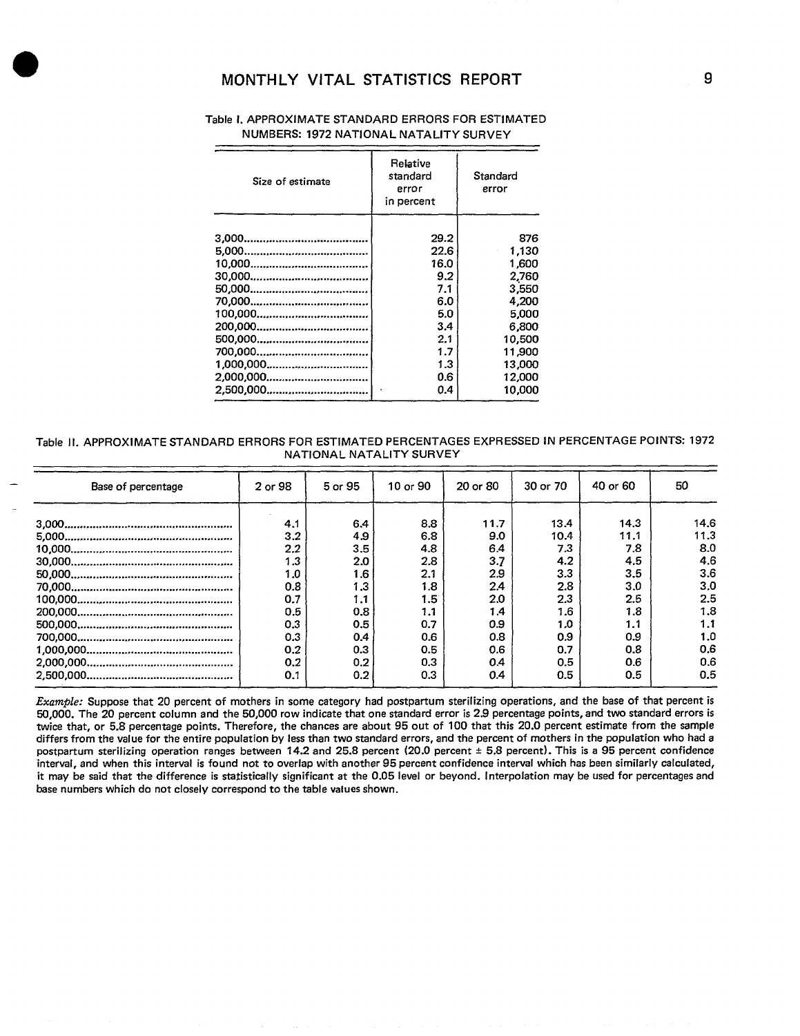Table I. APPROXIMATE STANDARD ERRORS FOR ESTIMATED NUMBERS: 1972 NATIONAL NATALITY SURVEY

| Size of estimate | Relative standard error in percent | Standard error |
|---|---|---|
| 3,000 | 29.2 | 876 |
| 5,000 | 22.6 | 1,130 |
| 10,000 | 16.0 | 1,600 |
| 30,000 | 9.2 | 2,760 |
| 50,000 | 7.1 | 3,550 |
| 70,000 | 6.0 | 4,200 |
| 100,000 | 5.0 | 5,000 |
| 200,000 | 3.4 | 6,800 |
| 500,000 | 2.1 | 10,500 |
| 700,000 | 1.7 | 11,900 |
| 1,000,000 | 1.3 | 13,000 |
| 2,000,000 | 0.6 | 12,000 |
| 2,500,000 | 0.4 | 10,000 |

Table II. APPROXIMATE STANDARD ERRORS FOR ESTIMATED PERCENTAGES EXPRESSED IN PERCENTAGE POINTS: 1972 NATIONAL NATALITY SURVEY

| Base of percentage | 2 or 98 | 5 or 95 | 10 or 90 | 20 or 80 | 30 or 70 | 40 or 60 | 50 |
|---|---|---|---|---|---|---|---|
| 3,000 | 4.1 | 6.4 | 8.8 | 11.7 | 13.4 | 14.3 | 14.6 |
| 5,000 | 3.2 | 4.9 | 6.8 | 9.0 | 10.4 | 11.1 | 11.3 |
| 10,000 | 2.2 | 3.5 | 4.8 | 6.4 | 7.3 | 7.8 | 8.0 |
| 30,000 | 1.3 | 2.0 | 2.8 | 3.7 | 4.2 | 4.5 | 4.6 |
| 50,000 | 1.0 | 1.6 | 2.1 | 2.9 | 3.3 | 3.5 | 3.6 |
| 70,000 | 0.8 | 1.3 | 1.8 | 2.4 | 2.8 | 3.0 | 3.0 |
| 100,000 | 0.7 | 1.1 | 1.5 | 2.0 | 2.3 | 2.5 | 2.5 |
| 200,000 | 0.5 | 0.8 | 1.1 | 1.4 | 1.6 | 1.8 | 1.8 |
| 500,000 | 0.3 | 0.5 | 0.7 | 0.9 | 1.0 | 1.1 | 1.1 |
| 700,000 | 0.3 | 0.4 | 0.6 | 0.8 | 0.9 | 0.9 | 1.0 |
| 1,000,000 | 0.2 | 0.3 | 0.5 | 0.6 | 0.7 | 0.8 | 0.6 |
| 2,000,000 | 0.2 | 0.2 | 0.3 | 0.4 | 0.5 | 0.6 | 0.6 |
| 2,500,000 | 0.1 | 0.2 | 0.3 | 0.4 | 0.5 | 0.5 | 0.5 |

*Example:* Suppose that 20 percent of mothers in some category had postpartum sterilizing operations, and the base of that percent is 50,000. The 20 percent column and the 50,000 row indicate that one standard error is 2.9 percentage points, and two standard errors is twice that, or 5.8 percentage points. Therefore, the chances are about 95 out of 100 that this 20.0 percent estimate from the sample differs from the value for the entire population by less than two standard errors, and the percent of mothers in the population who had a postpartum sterilizing operation ranges between 14.2 and 25.8 percent (20.0 percent ± 5.8 percent). This is a 95 percent confidence interval, and when this interval is found not to overlap with another 95 percent confidence interval which has been similarly calculated, it may be said that the difference is statistically significant at the 0.05 level or beyond. Interpolation may be used for percentages and base numbers which do not closely correspond to the table values shown.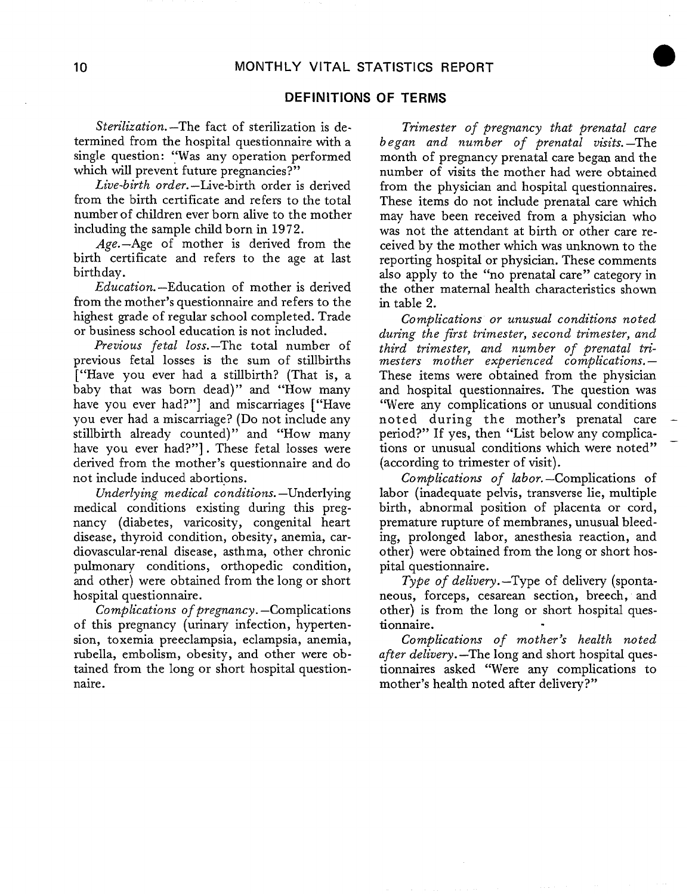## DEFINITIONS OF TERMS

*Sterilization.*—The fact of sterilization is determined from the hospital questionnaire with a single question: "Was any operation performed which will prevent future pregnancies?"

*Live-birth order.*—Live-birth order is derived from the birth certificate and refers to the total number of children ever born alive to the mother including the sample child born in 1972.

*Age.*—Age of mother is derived from the birth certificate and refers to the age at last birthday.

*Education.*—Education of mother is derived from the mother's questionnaire and refers to the highest grade of regular school completed. Trade or business school education is not included.

*Previous fetal loss.*—The total number of previous fetal losses is the sum of stillbirths ["Have you ever had a stillbirth? (That is, a baby that was born dead)" and "How many have you ever had?"] and miscarriages ["Have you ever had a miscarriage? (Do not include any stillbirth already counted)" and "How many have you ever had?"]. These fetal losses were derived from the mother's questionnaire and do not include induced abortions.

*Underlying medical conditions.*—Underlying medical conditions existing during this pregnancy (diabetes, varicosity, congenital heart disease, thyroid condition, obesity, anemia, cardiovascular-renal disease, asthma, other chronic pulmonary conditions, orthopedic condition, and other) were obtained from the long or short hospital questionnaire.

*Complications of pregnancy.*—Complications of this pregnancy (urinary infection, hypertension, toxemia preeclampsia, eclampsia, anemia, rubella, embolism, obesity, and other were obtained from the long or short hospital questionnaire.

*Trimester of pregnancy that prenatal care began and number of prenatal visits.*—The month of pregnancy prenatal care began and the number of visits the mother had were obtained from the physician and hospital questionnaires. These items do not include prenatal care which may have been received from a physician who was not the attendant at birth or other care received by the mother which was unknown to the reporting hospital or physician. These comments also apply to the "no prenatal care" category in the other maternal health characteristics shown in table 2.

*Complications or unusual conditions noted during the first trimester, second trimester, and third trimester, and number of prenatal trimesters mother experienced complications.*—These items were obtained from the physician and hospital questionnaires. The question was "Were any complications or unusual conditions noted during the mother's prenatal care period?" If yes, then "List below any complications or unusual conditions which were noted" (according to trimester of visit).

*Complications of labor.*—Complications of labor (inadequate pelvis, transverse lie, multiple birth, abnormal position of placenta or cord, premature rupture of membranes, unusual bleeding, prolonged labor, anesthesia reaction, and other) were obtained from the long or short hospital questionnaire.

*Type of delivery.*—Type of delivery (spontaneous, forceps, cesarean section, breech, and other) is from the long or short hospital questionnaire.

*Complications of mother's health noted after delivery.*—The long and short hospital questionnaires asked "Were any complications to mother's health noted after delivery?"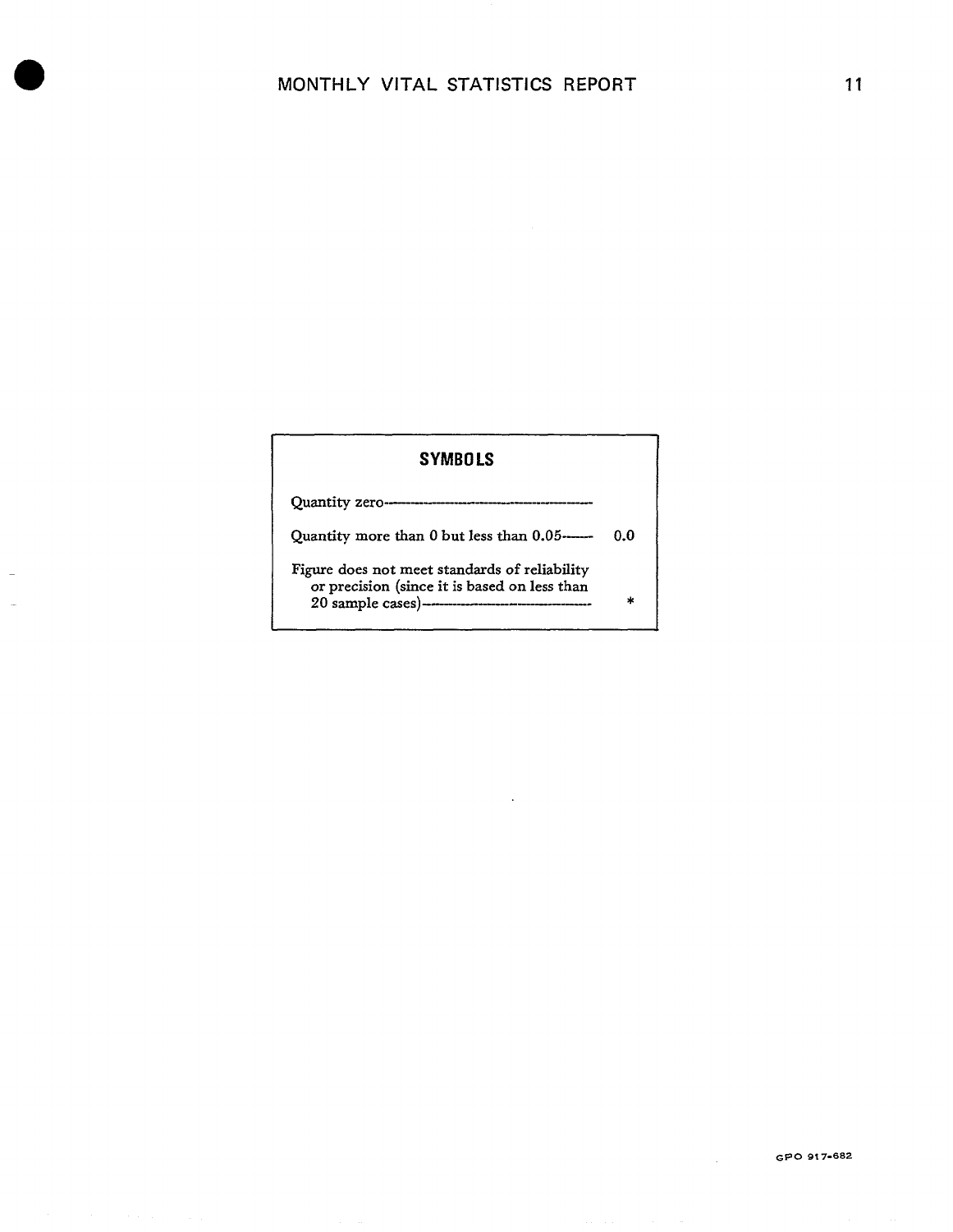## SYMBOLS

| Symbol description | Symbol |
|---|---|
| Quantity zero | --- |
| Quantity more than 0 but less than 0.05 | 0.0 |
| Figure does not meet standards of reliability or precision (since it is based on less than 20 sample cases) | * |

GPO 917-682